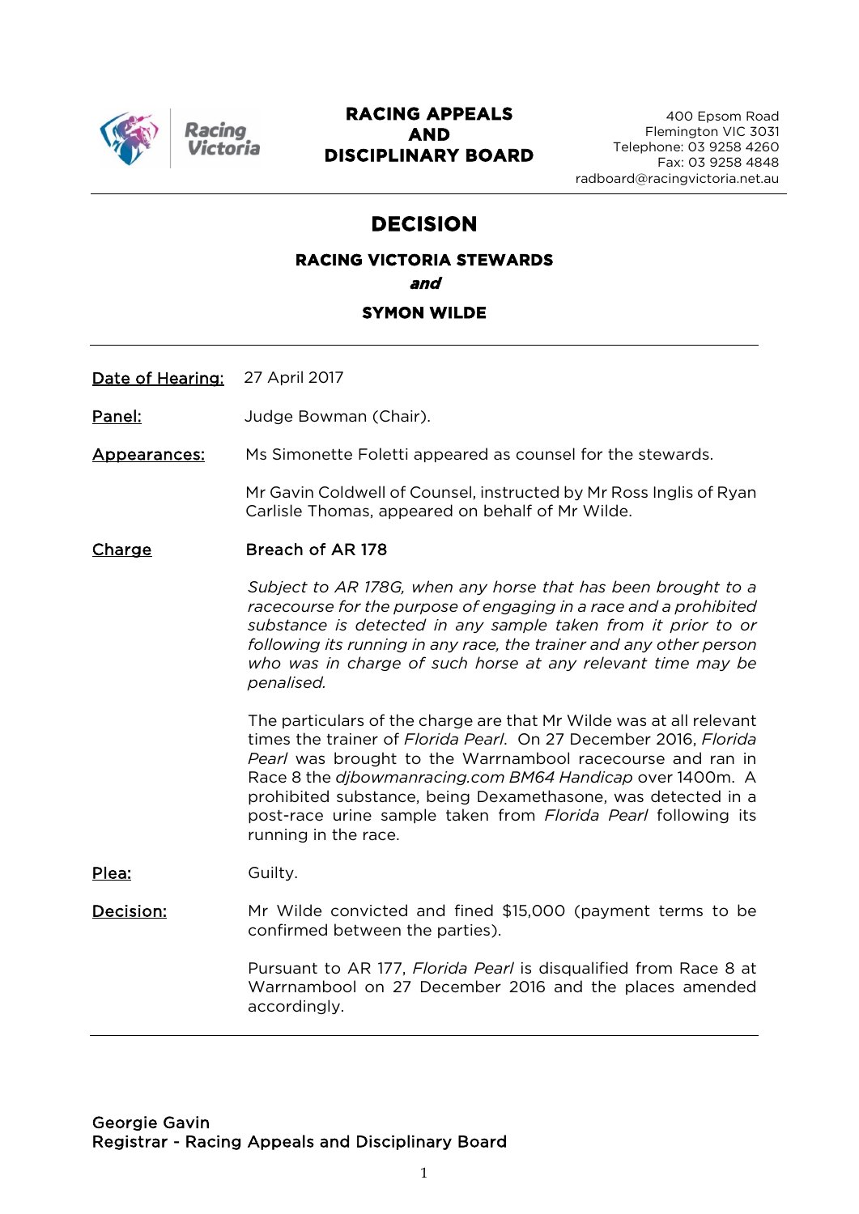Racing Victoria

# RACING APPEALS AND DISCIPLINARY BOARD

400 Epsom Road
Flemington VIC 3031
Telephone: 03 9258 4260
Fax: 03 9258 4848
radboard@racingvictoria.net.au

## DECISION

### RACING VICTORIA STEWARDS
***and***
### SYMON WILDE

---

**Date of Hearing:** 27 April 2017

**Panel:** Judge Bowman (Chair).

**Appearances:** Ms Simonette Foletti appeared as counsel for the stewards.

Mr Gavin Coldwell of Counsel, instructed by Mr Ross Inglis of Ryan Carlisle Thomas, appeared on behalf of Mr Wilde.

**Charge** Breach of AR 178

*Subject to AR 178G, when any horse that has been brought to a racecourse for the purpose of engaging in a race and a prohibited substance is detected in any sample taken from it prior to or following its running in any race, the trainer and any other person who was in charge of such horse at any relevant time may be penalised.*

The particulars of the charge are that Mr Wilde was at all relevant times the trainer of *Florida Pearl*. On 27 December 2016, *Florida Pearl* was brought to the Warrnambool racecourse and ran in Race 8 the *djbowmanracing.com BM64 Handicap* over 1400m. A prohibited substance, being Dexamethasone, was detected in a post-race urine sample taken from *Florida Pearl* following its running in the race.

**Plea:** Guilty.

**Decision:** Mr Wilde convicted and fined $15,000 (payment terms to be confirmed between the parties).

Pursuant to AR 177, *Florida Pearl* is disqualified from Race 8 at Warrnambool on 27 December 2016 and the places amended accordingly.

---

Georgie Gavin
Registrar - Racing Appeals and Disciplinary Board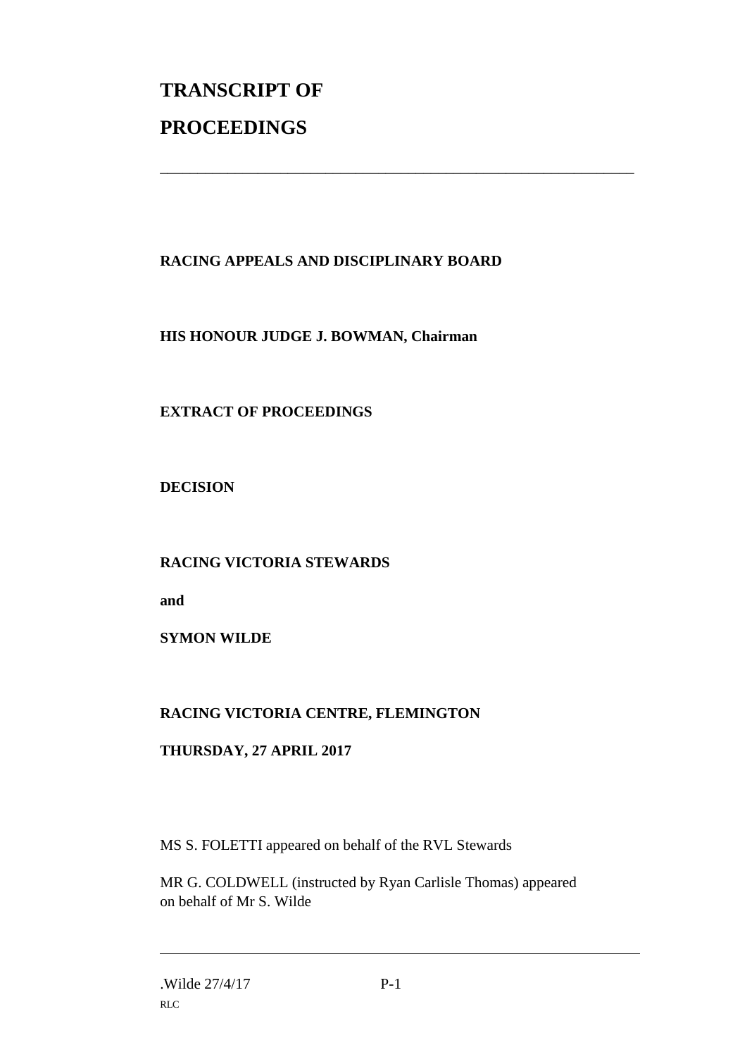# TRANSCRIPT OF PROCEEDINGS

---

**RACING APPEALS AND DISCIPLINARY BOARD**

**HIS HONOUR JUDGE J. BOWMAN, Chairman**

**EXTRACT OF PROCEEDINGS**

**DECISION**

**RACING VICTORIA STEWARDS**

**and**

**SYMON WILDE**

**RACING VICTORIA CENTRE, FLEMINGTON**

**THURSDAY, 27 APRIL 2017**

MS S. FOLETTI appeared on behalf of the RVL Stewards

MR G. COLDWELL (instructed by Ryan Carlisle Thomas) appeared on behalf of Mr S. Wilde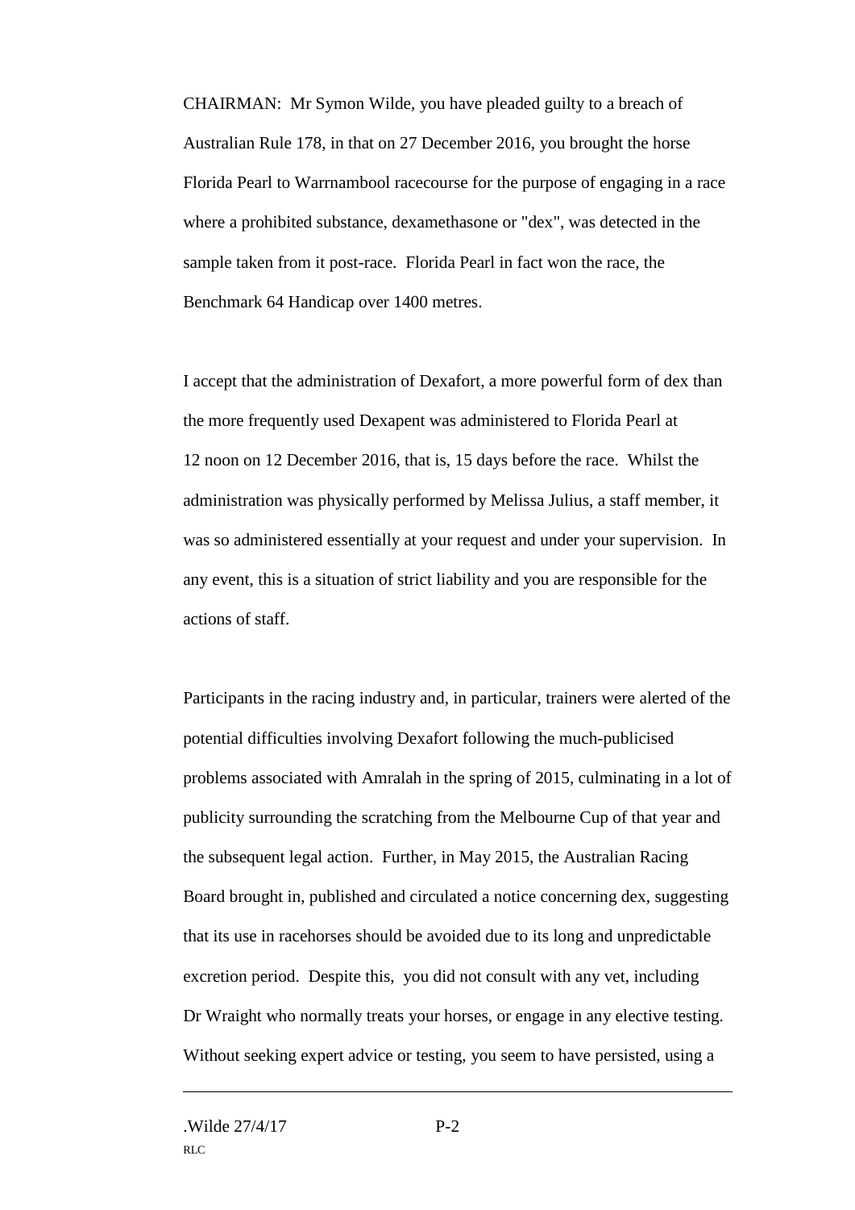CHAIRMAN: Mr Symon Wilde, you have pleaded guilty to a breach of Australian Rule 178, in that on 27 December 2016, you brought the horse Florida Pearl to Warrnambool racecourse for the purpose of engaging in a race where a prohibited substance, dexamethasone or "dex", was detected in the sample taken from it post-race. Florida Pearl in fact won the race, the Benchmark 64 Handicap over 1400 metres.

I accept that the administration of Dexafort, a more powerful form of dex than the more frequently used Dexapent was administered to Florida Pearl at 12 noon on 12 December 2016, that is, 15 days before the race. Whilst the administration was physically performed by Melissa Julius, a staff member, it was so administered essentially at your request and under your supervision. In any event, this is a situation of strict liability and you are responsible for the actions of staff.

Participants in the racing industry and, in particular, trainers were alerted of the potential difficulties involving Dexafort following the much-publicised problems associated with Amralah in the spring of 2015, culminating in a lot of publicity surrounding the scratching from the Melbourne Cup of that year and the subsequent legal action. Further, in May 2015, the Australian Racing Board brought in, published and circulated a notice concerning dex, suggesting that its use in racehorses should be avoided due to its long and unpredictable excretion period. Despite this, you did not consult with any vet, including Dr Wraight who normally treats your horses, or engage in any elective testing. Without seeking expert advice or testing, you seem to have persisted, using a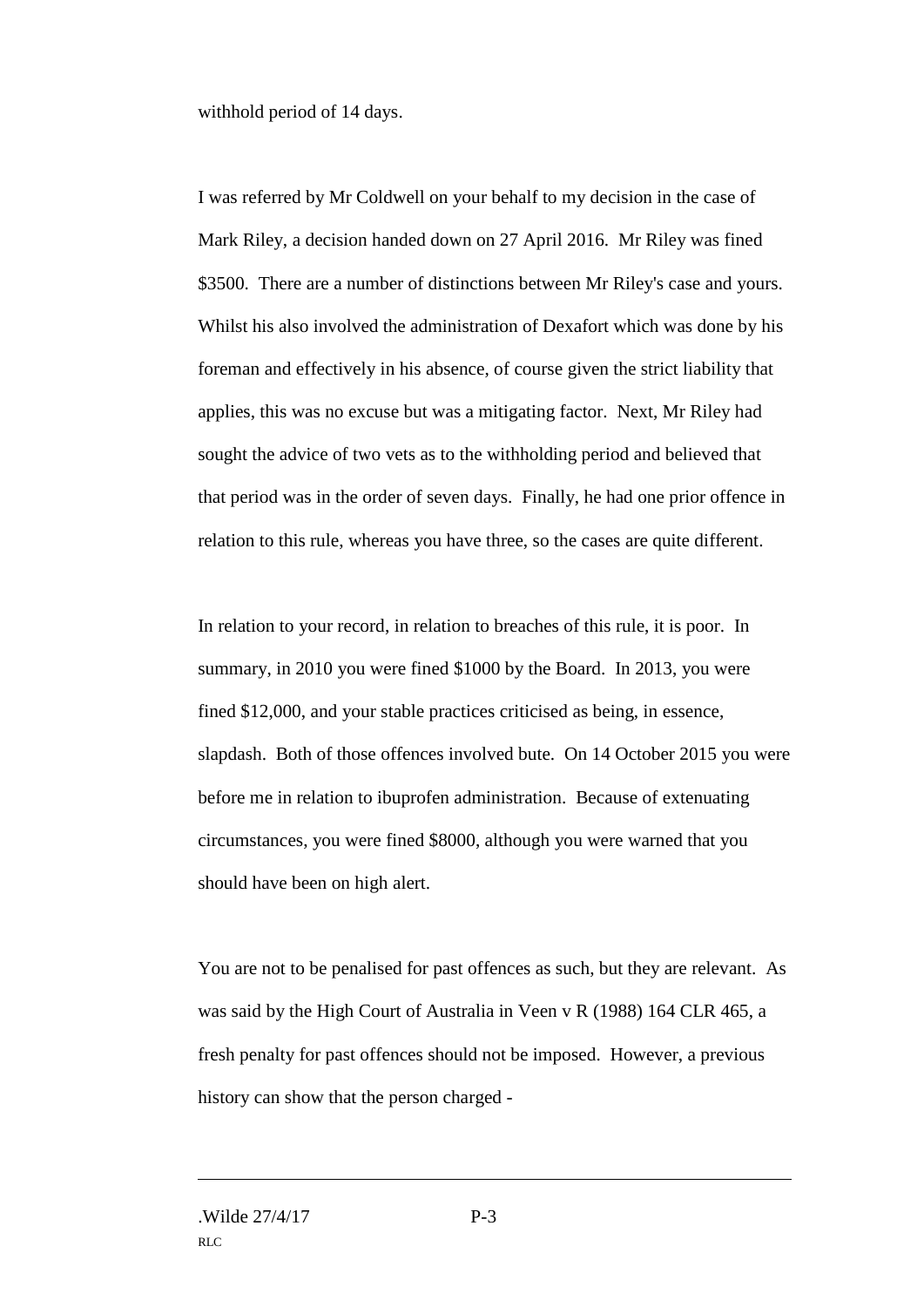withhold period of 14 days.

I was referred by Mr Coldwell on your behalf to my decision in the case of Mark Riley, a decision handed down on 27 April 2016. Mr Riley was fined \$3500. There are a number of distinctions between Mr Riley's case and yours. Whilst his also involved the administration of Dexafort which was done by his foreman and effectively in his absence, of course given the strict liability that applies, this was no excuse but was a mitigating factor. Next, Mr Riley had sought the advice of two vets as to the withholding period and believed that that period was in the order of seven days. Finally, he had one prior offence in relation to this rule, whereas you have three, so the cases are quite different.

In relation to your record, in relation to breaches of this rule, it is poor. In summary, in 2010 you were fined \$1000 by the Board. In 2013, you were fined \$12,000, and your stable practices criticised as being, in essence, slapdash. Both of those offences involved bute. On 14 October 2015 you were before me in relation to ibuprofen administration. Because of extenuating circumstances, you were fined \$8000, although you were warned that you should have been on high alert.

You are not to be penalised for past offences as such, but they are relevant. As was said by the High Court of Australia in Veen v R (1988) 164 CLR 465, a fresh penalty for past offences should not be imposed. However, a previous history can show that the person charged -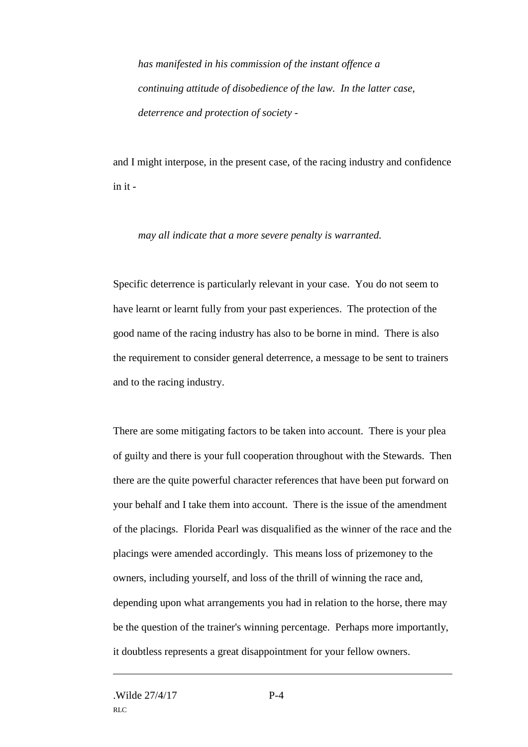*has manifested in his commission of the instant offence a continuing attitude of disobedience of the law. In the latter case, deterrence and protection of society -*

and I might interpose, in the present case, of the racing industry and confidence in it -

*may all indicate that a more severe penalty is warranted.*

Specific deterrence is particularly relevant in your case. You do not seem to have learnt or learnt fully from your past experiences. The protection of the good name of the racing industry has also to be borne in mind. There is also the requirement to consider general deterrence, a message to be sent to trainers and to the racing industry.

There are some mitigating factors to be taken into account. There is your plea of guilty and there is your full cooperation throughout with the Stewards. Then there are the quite powerful character references that have been put forward on your behalf and I take them into account. There is the issue of the amendment of the placings. Florida Pearl was disqualified as the winner of the race and the placings were amended accordingly. This means loss of prizemoney to the owners, including yourself, and loss of the thrill of winning the race and, depending upon what arrangements you had in relation to the horse, there may be the question of the trainer's winning percentage. Perhaps more importantly, it doubtless represents a great disappointment for your fellow owners.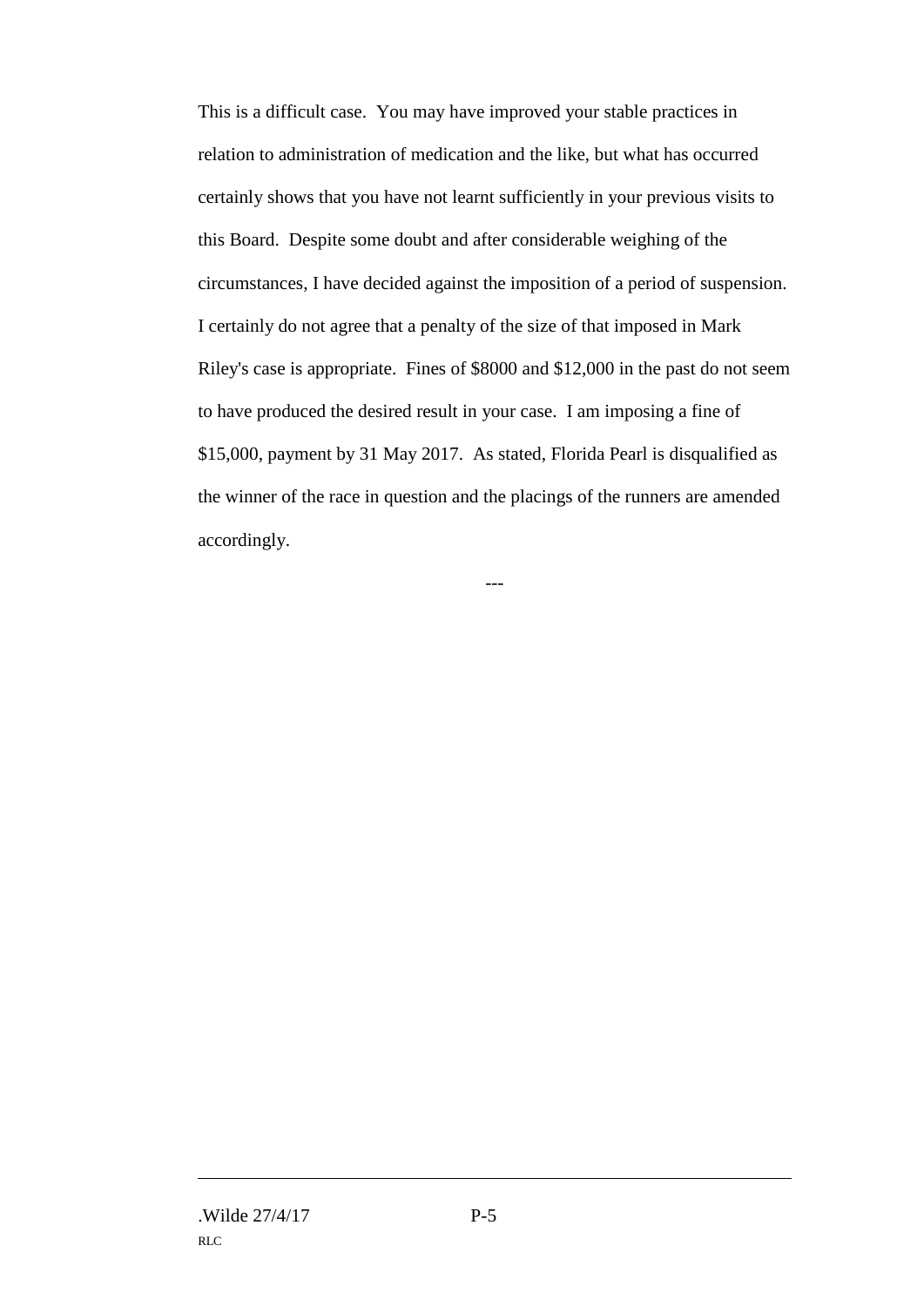This is a difficult case. You may have improved your stable practices in relation to administration of medication and the like, but what has occurred certainly shows that you have not learnt sufficiently in your previous visits to this Board. Despite some doubt and after considerable weighing of the circumstances, I have decided against the imposition of a period of suspension. I certainly do not agree that a penalty of the size of that imposed in Mark Riley's case is appropriate. Fines of $8000 and $12,000 in the past do not seem to have produced the desired result in your case. I am imposing a fine of $15,000, payment by 31 May 2017. As stated, Florida Pearl is disqualified as the winner of the race in question and the placings of the runners are amended accordingly.

---